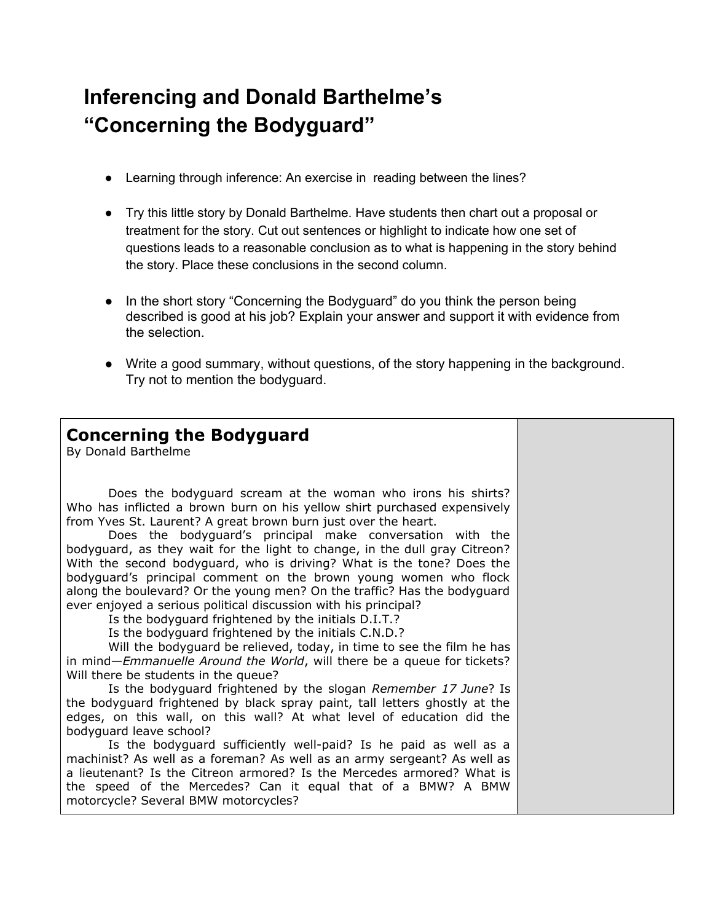# Inferencing and Donald Barthelme's "Concerning the Bodyguard"

- Learning through inference: An exercise in reading between the lines?
- Try this little story by Donald Barthelme. Have students then chart out a proposal or treatment for the story. Cut out sentences or highlight to indicate how one set of questions leads to a reasonable conclusion as to what is happening in the story behind the story. Place these conclusions in the second column.
- In the short story "Concerning the Bodyguard" do you think the person being described is good at his job? Explain your answer and support it with evidence from the selection.
- Write a good summary, without questions, of the story happening in the background. Try not to mention the bodyguard.

| **Concerning the Bodyguard**<br>By Donald Barthelme<br><br>Does the bodyguard scream at the woman who irons his shirts? Who has inflicted a brown burn on his yellow shirt purchased expensively from Yves St. Laurent? A great brown burn just over the heart.<br>Does the bodyguard's principal make conversation with the bodyguard, as they wait for the light to change, in the dull gray Citreon? With the second bodyguard, who is driving? What is the tone? Does the bodyguard's principal comment on the brown young women who flock along the boulevard? Or the young men? On the traffic? Has the bodyguard ever enjoyed a serious political discussion with his principal?<br>Is the bodyguard frightened by the initials D.I.T.?<br>Is the bodyguard frightened by the initials C.N.D.?<br>Will the bodyguard be relieved, today, in time to see the film he has in mind—*Emmanuelle Around the World*, will there be a queue for tickets? Will there be students in the queue?<br>Is the bodyguard frightened by the slogan *Remember 17 June*? Is the bodyguard frightened by black spray paint, tall letters ghostly at the edges, on this wall, on this wall? At what level of education did the bodyguard leave school?<br>Is the bodyguard sufficiently well-paid? Is he paid as well as a machinist? As well as a foreman? As well as an army sergeant? As well as a lieutenant? Is the Citreon armored? Is the Mercedes armored? What is the speed of the Mercedes? Can it equal that of a BMW? A BMW motorcycle? Several BMW motorcycles? | |
|---|---|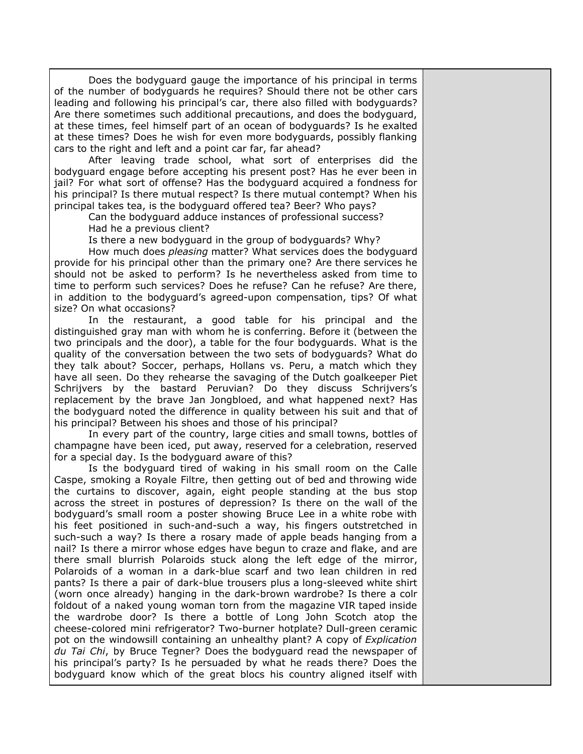Does the bodyguard gauge the importance of his principal in terms of the number of bodyguards he requires? Should there not be other cars leading and following his principal's car, there also filled with bodyguards? Are there sometimes such additional precautions, and does the bodyguard, at these times, feel himself part of an ocean of bodyguards? Is he exalted at these times? Does he wish for even more bodyguards, possibly flanking cars to the right and left and a point car far, far ahead?

After leaving trade school, what sort of enterprises did the bodyguard engage before accepting his present post? Has he ever been in jail? For what sort of offense? Has the bodyguard acquired a fondness for his principal? Is there mutual respect? Is there mutual contempt? When his principal takes tea, is the bodyguard offered tea? Beer? Who pays?

Can the bodyguard adduce instances of professional success?

Had he a previous client?

Is there a new bodyguard in the group of bodyguards? Why?

How much does *pleasing* matter? What services does the bodyguard provide for his principal other than the primary one? Are there services he should not be asked to perform? Is he nevertheless asked from time to time to perform such services? Does he refuse? Can he refuse? Are there, in addition to the bodyguard's agreed-upon compensation, tips? Of what size? On what occasions?

In the restaurant, a good table for his principal and the distinguished gray man with whom he is conferring. Before it (between the two principals and the door), a table for the four bodyguards. What is the quality of the conversation between the two sets of bodyguards? What do they talk about? Soccer, perhaps, Hollans vs. Peru, a match which they have all seen. Do they rehearse the savaging of the Dutch goalkeeper Piet Schrijvers by the bastard Peruvian? Do they discuss Schrijvers's replacement by the brave Jan Jongbloed, and what happened next? Has the bodyguard noted the difference in quality between his suit and that of his principal? Between his shoes and those of his principal?

In every part of the country, large cities and small towns, bottles of champagne have been iced, put away, reserved for a celebration, reserved for a special day. Is the bodyguard aware of this?

Is the bodyguard tired of waking in his small room on the Calle Caspe, smoking a Royale Filtre, then getting out of bed and throwing wide the curtains to discover, again, eight people standing at the bus stop across the street in postures of depression? Is there on the wall of the bodyguard's small room a poster showing Bruce Lee in a white robe with his feet positioned in such-and-such a way, his fingers outstretched in such-such a way? Is there a rosary made of apple beads hanging from a nail? Is there a mirror whose edges have begun to craze and flake, and are there small blurrish Polaroids stuck along the left edge of the mirror, Polaroids of a woman in a dark-blue scarf and two lean children in red pants? Is there a pair of dark-blue trousers plus a long-sleeved white shirt (worn once already) hanging in the dark-brown wardrobe? Is there a colr foldout of a naked young woman torn from the magazine VIR taped inside the wardrobe door? Is there a bottle of Long John Scotch atop the cheese-colored mini refrigerator? Two-burner hotplate? Dull-green ceramic pot on the windowsill containing an unhealthy plant? A copy of *Explication du Tai Chi*, by Bruce Tegner? Does the bodyguard read the newspaper of his principal's party? Is he persuaded by what he reads there? Does the bodyguard know which of the great blocs his country aligned itself with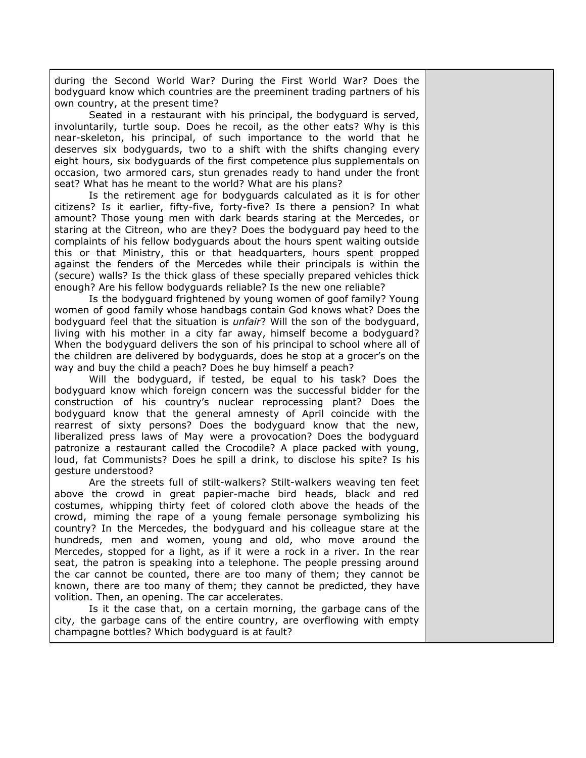during the Second World War? During the First World War? Does the bodyguard know which countries are the preeminent trading partners of his own country, at the present time?

Seated in a restaurant with his principal, the bodyguard is served, involuntarily, turtle soup. Does he recoil, as the other eats? Why is this near-skeleton, his principal, of such importance to the world that he deserves six bodyguards, two to a shift with the shifts changing every eight hours, six bodyguards of the first competence plus supplementals on occasion, two armored cars, stun grenades ready to hand under the front seat? What has he meant to the world? What are his plans?

Is the retirement age for bodyguards calculated as it is for other citizens? Is it earlier, fifty-five, forty-five? Is there a pension? In what amount? Those young men with dark beards staring at the Mercedes, or staring at the Citreon, who are they? Does the bodyguard pay heed to the complaints of his fellow bodyguards about the hours spent waiting outside this or that Ministry, this or that headquarters, hours spent propped against the fenders of the Mercedes while their principals is within the (secure) walls? Is the thick glass of these specially prepared vehicles thick enough? Are his fellow bodyguards reliable? Is the new one reliable?

Is the bodyguard frightened by young women of goof family? Young women of good family whose handbags contain God knows what? Does the bodyguard feel that the situation is *unfair*? Will the son of the bodyguard, living with his mother in a city far away, himself become a bodyguard? When the bodyguard delivers the son of his principal to school where all of the children are delivered by bodyguards, does he stop at a grocer's on the way and buy the child a peach? Does he buy himself a peach?

Will the bodyguard, if tested, be equal to his task? Does the bodyguard know which foreign concern was the successful bidder for the construction of his country's nuclear reprocessing plant? Does the bodyguard know that the general amnesty of April coincide with the rearrest of sixty persons? Does the bodyguard know that the new, liberalized press laws of May were a provocation? Does the bodyguard patronize a restaurant called the Crocodile? A place packed with young, loud, fat Communists? Does he spill a drink, to disclose his spite? Is his gesture understood?

Are the streets full of stilt-walkers? Stilt-walkers weaving ten feet above the crowd in great papier-mache bird heads, black and red costumes, whipping thirty feet of colored cloth above the heads of the crowd, miming the rape of a young female personage symbolizing his country? In the Mercedes, the bodyguard and his colleague stare at the hundreds, men and women, young and old, who move around the Mercedes, stopped for a light, as if it were a rock in a river. In the rear seat, the patron is speaking into a telephone. The people pressing around the car cannot be counted, there are too many of them; they cannot be known, there are too many of them; they cannot be predicted, they have volition. Then, an opening. The car accelerates.

Is it the case that, on a certain morning, the garbage cans of the city, the garbage cans of the entire country, are overflowing with empty champagne bottles? Which bodyguard is at fault?